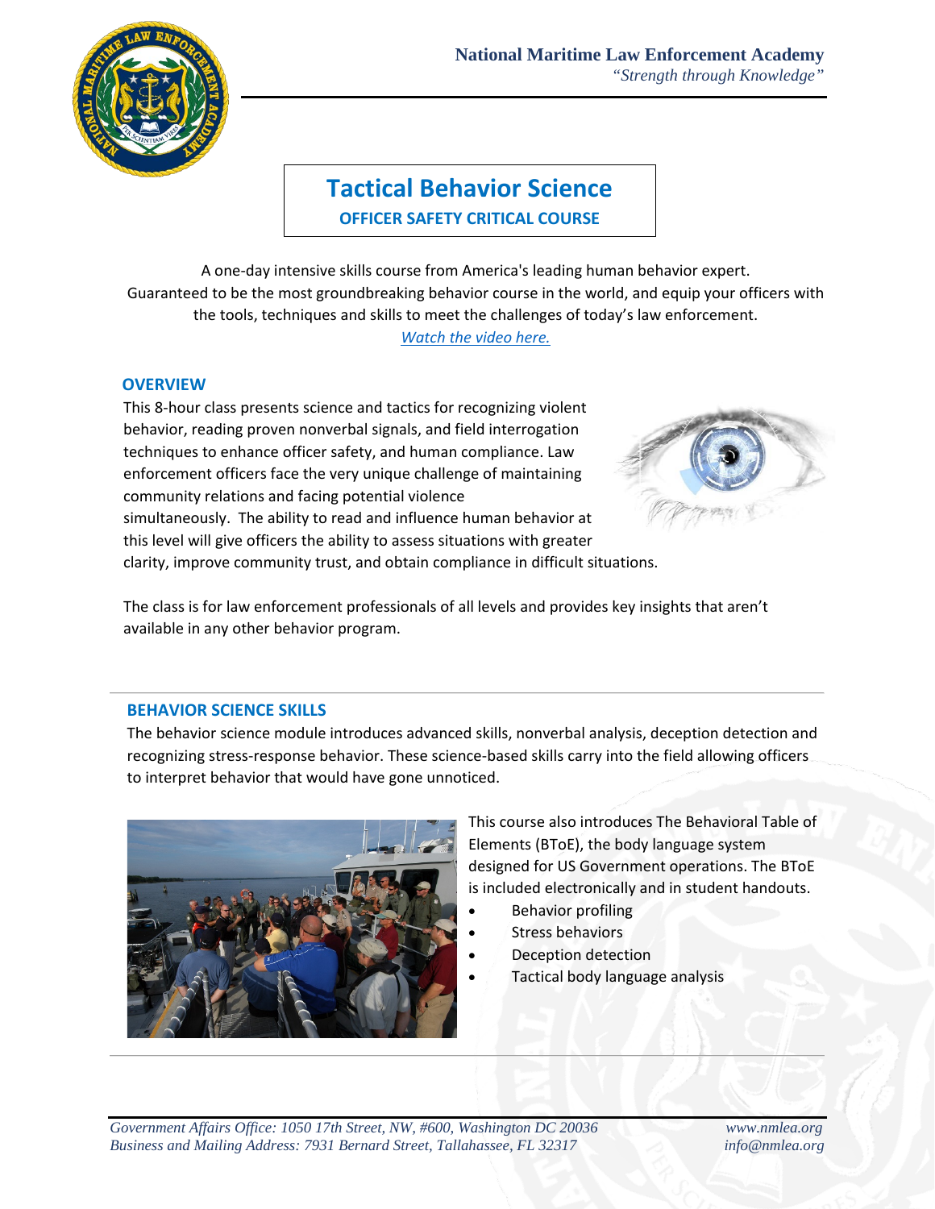National Maritime Law Enforcement Academy

*"Strength through Knowledge"*

# Tactical Behavior Science

## OFFICER SAFETY CRITICAL COURSE

A one-day intensive skills course from America's leading human behavior expert. Guaranteed to be the most groundbreaking behavior course in the world, and equip your officers with the tools, techniques and skills to meet the challenges of today's law enforcement.

*Watch the video here.*

### OVERVIEW

This 8-hour class presents science and tactics for recognizing violent behavior, reading proven nonverbal signals, and field interrogation techniques to enhance officer safety, and human compliance. Law enforcement officers face the very unique challenge of maintaining community relations and facing potential violence simultaneously. The ability to read and influence human behavior at this level will give officers the ability to assess situations with greater clarity, improve community trust, and obtain compliance in difficult situations.

The class is for law enforcement professionals of all levels and provides key insights that aren't available in any other behavior program.

### BEHAVIOR SCIENCE SKILLS

The behavior science module introduces advanced skills, nonverbal analysis, deception detection and recognizing stress-response behavior. These science-based skills carry into the field allowing officers to interpret behavior that would have gone unnoticed.

This course also introduces The Behavioral Table of Elements (BToE), the body language system designed for US Government operations. The BToE is included electronically and in student handouts.

- Behavior profiling
- Stress behaviors
- Deception detection
- Tactical body language analysis

*Government Affairs Office: 1050 17th Street, NW, #600, Washington DC 20036*
*Business and Mailing Address: 7931 Bernard Street, Tallahassee, FL 32317*

*www.nmlea.org*
*info@nmlea.org*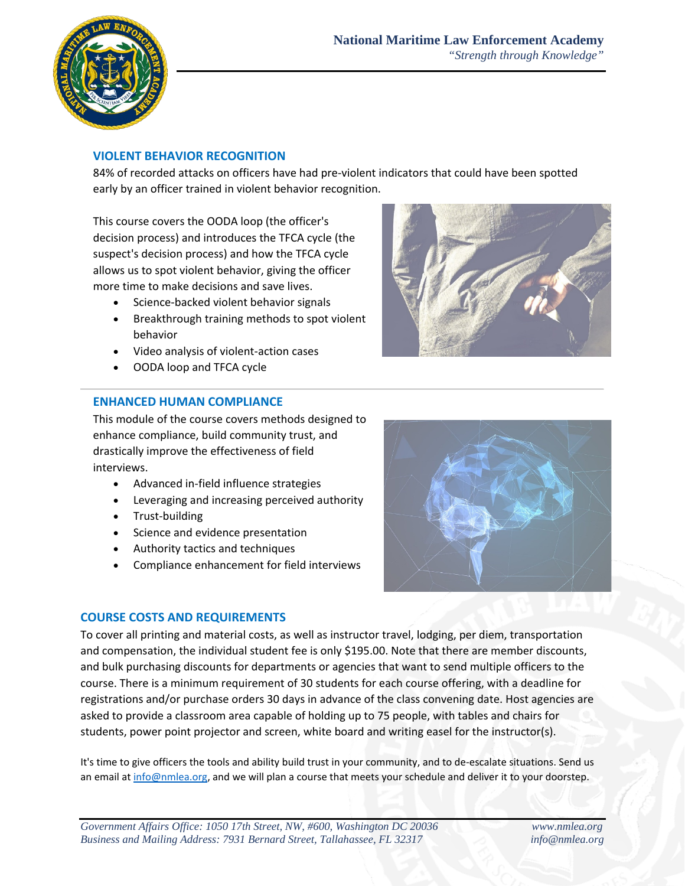National Maritime Law Enforcement Academy

*"Strength through Knowledge"*

## VIOLENT BEHAVIOR RECOGNITION

84% of recorded attacks on officers have had pre-violent indicators that could have been spotted early by an officer trained in violent behavior recognition.

This course covers the OODA loop (the officer's decision process) and introduces the TFCA cycle (the suspect's decision process) and how the TFCA cycle allows us to spot violent behavior, giving the officer more time to make decisions and save lives.

- Science-backed violent behavior signals
- Breakthrough training methods to spot violent behavior
- Video analysis of violent-action cases
- OODA loop and TFCA cycle

## ENHANCED HUMAN COMPLIANCE

This module of the course covers methods designed to enhance compliance, build community trust, and drastically improve the effectiveness of field interviews.

- Advanced in-field influence strategies
- Leveraging and increasing perceived authority
- Trust-building
- Science and evidence presentation
- Authority tactics and techniques
- Compliance enhancement for field interviews

## COURSE COSTS AND REQUIREMENTS

To cover all printing and material costs, as well as instructor travel, lodging, per diem, transportation and compensation, the individual student fee is only $195.00. Note that there are member discounts, and bulk purchasing discounts for departments or agencies that want to send multiple officers to the course. There is a minimum requirement of 30 students for each course offering, with a deadline for registrations and/or purchase orders 30 days in advance of the class convening date. Host agencies are asked to provide a classroom area capable of holding up to 75 people, with tables and chairs for students, power point projector and screen, white board and writing easel for the instructor(s).

It's time to give officers the tools and ability build trust in your community, and to de-escalate situations. Send us an email at info@nmlea.org, and we will plan a course that meets your schedule and deliver it to your doorstep.

*Government Affairs Office: 1050 17th Street, NW, #600, Washington DC 20036* — *www.nmlea.org*

*Business and Mailing Address: 7931 Bernard Street, Tallahassee, FL 32317* — *info@nmlea.org*